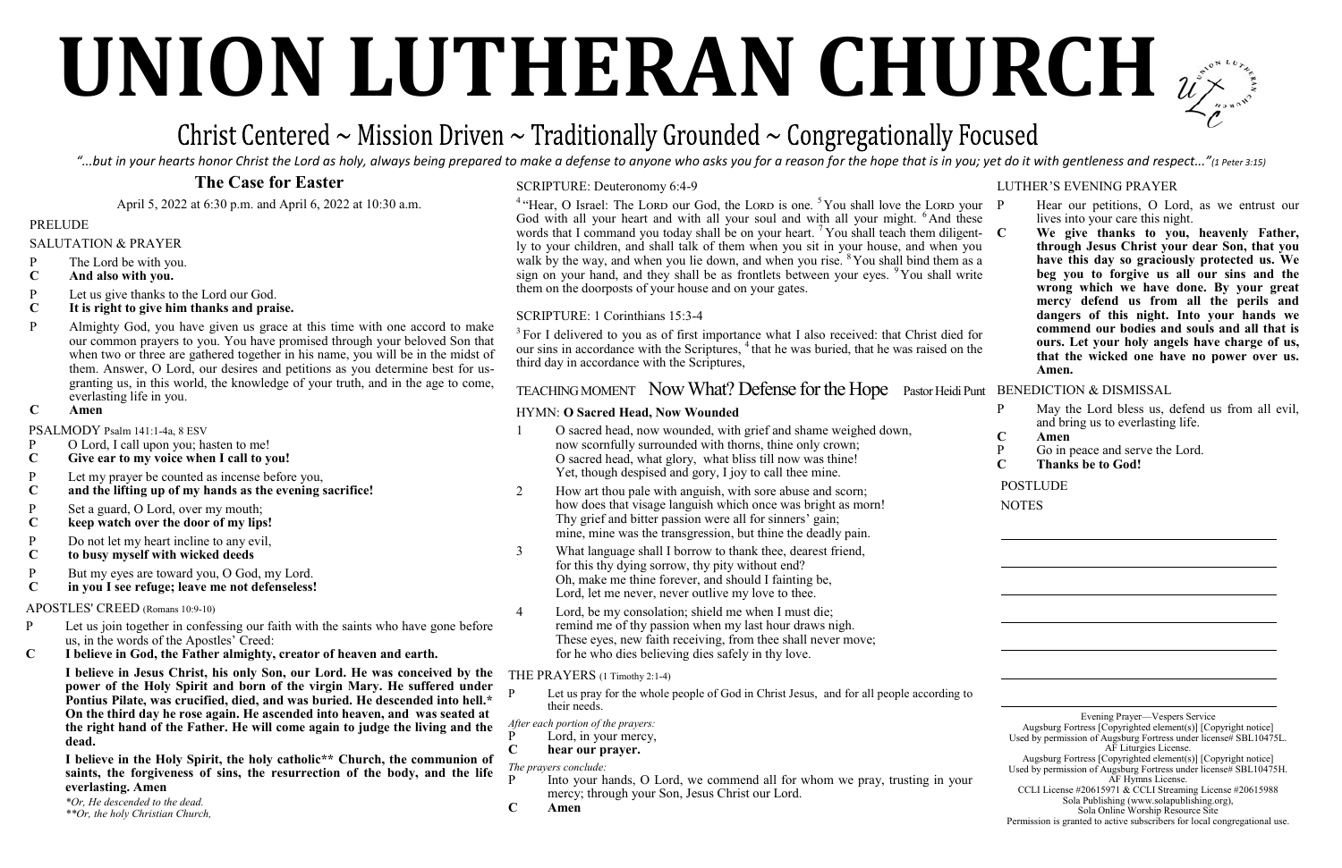# UNION LUTHERAN CHURCH

## Christ Centered ~ Mission Driven ~ Traditionally Grounded ~ Congregationally Focused

*"...but in your hearts honor Christ the Lord as holy, always being prepared to make a defense to anyone who asks you for a reason for the hope that is in you; yet do it with gentleness and respect..."(1 Peter 3:15)*

### The Case for Easter

April 5, 2022 at 6:30 p.m. and April 6, 2022 at 10:30 a.m.

PRELUDE

SALUTATION & PRAYER

P The Lord be with you.
**C And also with you.**

P Let us give thanks to the Lord our God.
**C It is right to give him thanks and praise.**

P Almighty God, you have given us grace at this time with one accord to make our common prayers to you. You have promised through your beloved Son that when two or three are gathered together in his name, you will be in the midst of them. Answer, O Lord, our desires and petitions as you determine best for us-granting us, in this world, the knowledge of your truth, and in the age to come, everlasting life in you.
**C Amen**

PSALMODY Psalm 141:1-4a, 8 ESV

P O Lord, I call upon you; hasten to me!
**C Give ear to my voice when I call to you!**

P Let my prayer be counted as incense before you,
**C and the lifting up of my hands as the evening sacrifice!**

P Set a guard, O Lord, over my mouth;
**C keep watch over the door of my lips!**

P Do not let my heart incline to any evil,
**C to busy myself with wicked deeds**

P But my eyes are toward you, O God, my Lord.
**C in you I see refuge; leave me not defenseless!**

APOSTLES' CREED (Romans 10:9-10)

P Let us join together in confessing our faith with the saints who have gone before us, in the words of the Apostles' Creed:
**C I believe in God, the Father almighty, creator of heaven and earth.**

**I believe in Jesus Christ, his only Son, our Lord. He was conceived by the power of the Holy Spirit and born of the virgin Mary. He suffered under Pontius Pilate, was crucified, died, and was buried. He descended into hell.* On the third day he rose again. He ascended into heaven, and was seated at the right hand of the Father. He will come again to judge the living and the dead.**

**I believe in the Holy Spirit, the holy catholic** Church, the communion of saints, the forgiveness of sins, the resurrection of the body, and the life everlasting. Amen**

*\*Or, He descended to the dead.*
*\*\*Or, the holy Christian Church,*

SCRIPTURE: Deuteronomy 6:4-9

[4] "Hear, O Israel: The LORD our God, the LORD is one. [5] You shall love the LORD your God with all your heart and with all your soul and with all your might. [6] And these words that I command you today shall be on your heart. [7] You shall teach them diligently to your children, and shall talk of them when you sit in your house, and when you walk by the way, and when you lie down, and when you rise. [8] You shall bind them as a sign on your hand, and they shall be as frontlets between your eyes. [9] You shall write them on the doorposts of your house and on your gates.

SCRIPTURE: 1 Corinthians 15:3-4

[3] For I delivered to you as of first importance what I also received: that Christ died for our sins in accordance with the Scriptures, [4] that he was buried, that he was raised on the third day in accordance with the Scriptures,

TEACHING MOMENT **Now What? Defense for the Hope** Pastor Heidi Punt

HYMN: **O Sacred Head, Now Wounded**

1. O sacred head, now wounded, with grief and shame weighed down,
now scornfully surrounded with thorns, thine only crown;
O sacred head, what glory, what bliss till now was thine!
Yet, though despised and gory, I joy to call thee mine.

2. How art thou pale with anguish, with sore abuse and scorn;
how does that visage languish which once was bright as morn!
Thy grief and bitter passion were all for sinners' gain;
mine, mine was the transgression, but thine the deadly pain.

3. What language shall I borrow to thank thee, dearest friend,
for this thy dying sorrow, thy pity without end?
Oh, make me thine forever, and should I fainting be,
Lord, let me never, never outlive my love to thee.

4. Lord, be my consolation; shield me when I must die;
remind me of thy passion when my last hour draws nigh.
These eyes, new faith receiving, from thee shall never move;
for he who dies believing dies safely in thy love.

THE PRAYERS (1 Timothy 2:1-4)

P Let us pray for the whole people of God in Christ Jesus, and for all people according to their needs.

*After each portion of the prayers:*
P Lord, in your mercy,
**C hear our prayer.**

*The prayers conclude:*
P Into your hands, O Lord, we commend all for whom we pray, trusting in your mercy; through your Son, Jesus Christ our Lord.
**C Amen**

LUTHER'S EVENING PRAYER

P Hear our petitions, O Lord, as we entrust our lives into your care this night.
**C We give thanks to you, heavenly Father, through Jesus Christ your dear Son, that you have this day so graciously protected us. We beg you to forgive us all our sins and the wrong which we have done. By your great mercy defend us from all the perils and dangers of this night. Into your hands we commend our bodies and souls and all that is ours. Let your holy angels have charge of us, that the wicked one have no power over us. Amen.**

BENEDICTION & DISMISSAL

P May the Lord bless us, defend us from all evil, and bring us to everlasting life.
**C Amen**
P Go in peace and serve the Lord.
**C Thanks be to God!**

POSTLUDE

NOTES

Evening Prayer—Vespers Service
Augsburg Fortress [Copyrighted element(s)] [Copyright notice]
Used by permission of Augsburg Fortress under license# SBL10475L.
AF Liturgies License.
Augsburg Fortress [Copyrighted element(s)] [Copyright notice]
Used by permission of Augsburg Fortress under license# SBL10475H.
AF Hymns License.
CCLI License #20615971 & CCLI Streaming License #20615988
Sola Publishing (www.solapublishing.org),
Sola Online Worship Resource Site
Permission is granted to active subscribers for local congregational use.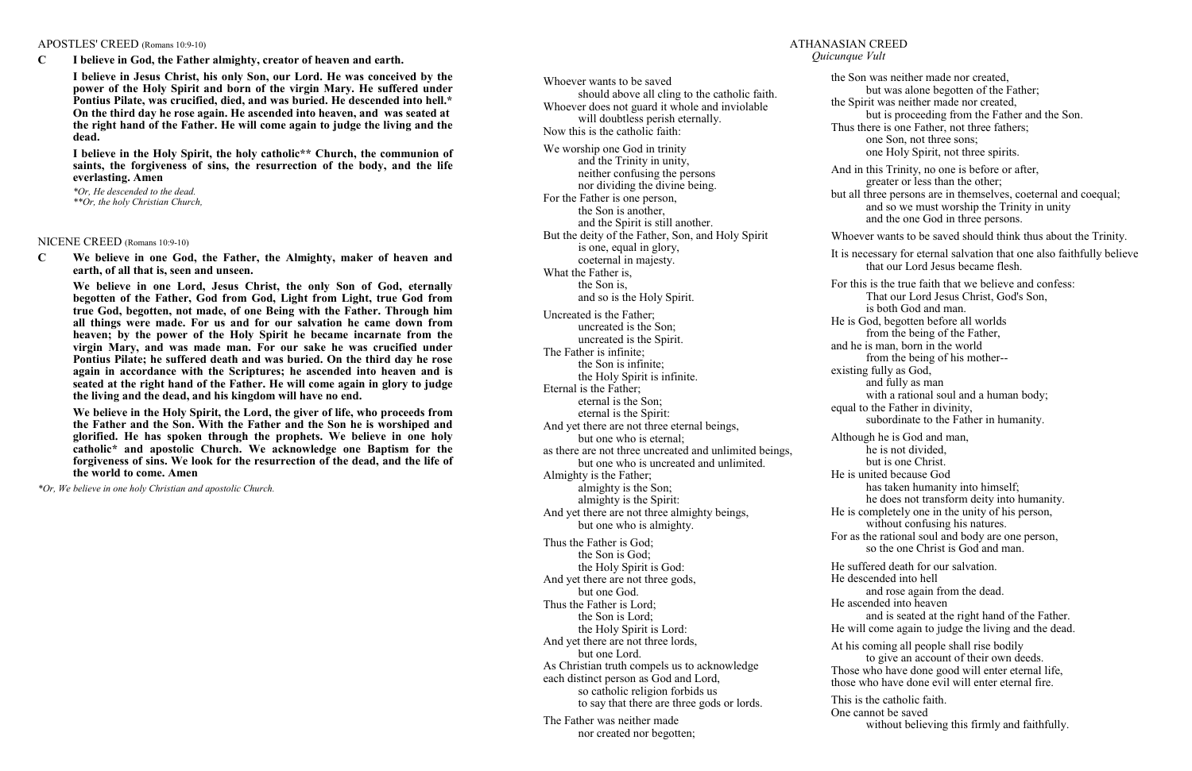## APOSTLES' CREED (Romans 10:9-10)

**C I believe in God, the Father almighty, creator of heaven and earth.**

**I believe in Jesus Christ, his only Son, our Lord. He was conceived by the power of the Holy Spirit and born of the virgin Mary. He suffered under Pontius Pilate, was crucified, died, and was buried. He descended into hell.* On the third day he rose again. He ascended into heaven, and was seated at the right hand of the Father. He will come again to judge the living and the dead.**

**I believe in the Holy Spirit, the holy catholic** Church, the communion of saints, the forgiveness of sins, the resurrection of the body, and the life everlasting. Amen**

*\*Or, He descended to the dead.*
*\*\*Or, the holy Christian Church,*

## NICENE CREED (Romans 10:9-10)

**C We believe in one God, the Father, the Almighty, maker of heaven and earth, of all that is, seen and unseen.**

**We believe in one Lord, Jesus Christ, the only Son of God, eternally begotten of the Father, God from God, Light from Light, true God from true God, begotten, not made, of one Being with the Father. Through him all things were made. For us and for our salvation he came down from heaven; by the power of the Holy Spirit he became incarnate from the virgin Mary, and was made man. For our sake he was crucified under Pontius Pilate; he suffered death and was buried. On the third day he rose again in accordance with the Scriptures; he ascended into heaven and is seated at the right hand of the Father. He will come again in glory to judge the living and the dead, and his kingdom will have no end.**

**We believe in the Holy Spirit, the Lord, the giver of life, who proceeds from the Father and the Son. With the Father and the Son he is worshiped and glorified. He has spoken through the prophets. We believe in one holy catholic* and apostolic Church. We acknowledge one Baptism for the forgiveness of sins. We look for the resurrection of the dead, and the life of the world to come. Amen**

*\*Or, We believe in one holy Christian and apostolic Church.*

## ATHANASIAN CREED
*Quicunque Vult*

Whoever wants to be saved
should above all cling to the catholic faith.
Whoever does not guard it whole and inviolable
will doubtless perish eternally.
Now this is the catholic faith:

We worship one God in trinity
and the Trinity in unity,
neither confusing the persons
nor dividing the divine being.
For the Father is one person,
the Son is another,
and the Spirit is still another.
But the deity of the Father, Son, and Holy Spirit
is one, equal in glory,
coeternal in majesty.
What the Father is,
the Son is,
and so is the Holy Spirit.

Uncreated is the Father;
uncreated is the Son;
uncreated is the Spirit.
The Father is infinite;
the Son is infinite;
the Holy Spirit is infinite.
Eternal is the Father;
eternal is the Son;
eternal is the Spirit:
And yet there are not three eternal beings,
but one who is eternal;
as there are not three uncreated and unlimited beings,
but one who is uncreated and unlimited.
Almighty is the Father;
almighty is the Son;
almighty is the Spirit:
And yet there are not three almighty beings,
but one who is almighty.

Thus the Father is God;
the Son is God;
the Holy Spirit is God:
And yet there are not three gods,
but one God.
Thus the Father is Lord;
the Son is Lord;
the Holy Spirit is Lord:
And yet there are not three lords,
but one Lord.
As Christian truth compels us to acknowledge
each distinct person as God and Lord,
so catholic religion forbids us
to say that there are three gods or lords.

The Father was neither made
nor created nor begotten;
the Son was neither made nor created,
but was alone begotten of the Father;
the Spirit was neither made nor created,
but is proceeding from the Father and the Son.
Thus there is one Father, not three fathers;
one Son, not three sons;
one Holy Spirit, not three spirits.

And in this Trinity, no one is before or after,
greater or less than the other;
but all three persons are in themselves, coeternal and coequal;
and so we must worship the Trinity in unity
and the one God in three persons.

Whoever wants to be saved should think thus about the Trinity.

It is necessary for eternal salvation that one also faithfully believe
that our Lord Jesus became flesh.

For this is the true faith that we believe and confess:
That our Lord Jesus Christ, God's Son,
is both God and man.
He is God, begotten before all worlds
from the being of the Father,
and he is man, born in the world
from the being of his mother--
existing fully as God,
and fully as man
with a rational soul and a human body;
equal to the Father in divinity,
subordinate to the Father in humanity.

Although he is God and man,
he is not divided,
but is one Christ.
He is united because God
has taken humanity into himself;
he does not transform deity into humanity.
He is completely one in the unity of his person,
without confusing his natures.
For as the rational soul and body are one person,
so the one Christ is God and man.

He suffered death for our salvation.
He descended into hell
and rose again from the dead.
He ascended into heaven
and is seated at the right hand of the Father.
He will come again to judge the living and the dead.

At his coming all people shall rise bodily
to give an account of their own deeds.
Those who have done good will enter eternal life,
those who have done evil will enter eternal fire.

This is the catholic faith.
One cannot be saved
without believing this firmly and faithfully.